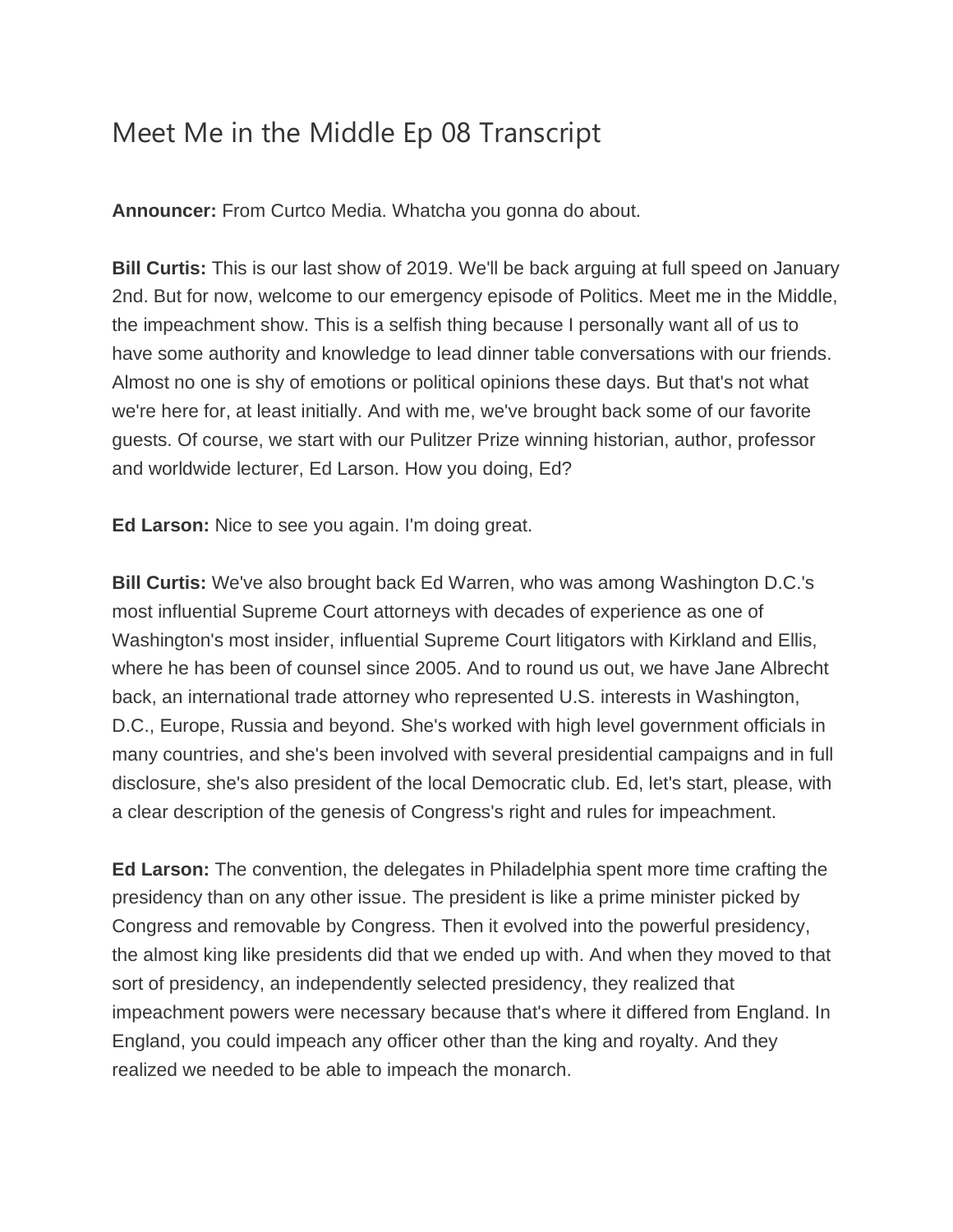# Meet Me in the Middle Ep 08 Transcript

**Announcer:** From Curtco Media. Whatcha you gonna do about.

**Bill Curtis:** This is our last show of 2019. We'll be back arguing at full speed on January 2nd. But for now, welcome to our emergency episode of Politics. Meet me in the Middle, the impeachment show. This is a selfish thing because I personally want all of us to have some authority and knowledge to lead dinner table conversations with our friends. Almost no one is shy of emotions or political opinions these days. But that's not what we're here for, at least initially. And with me, we've brought back some of our favorite guests. Of course, we start with our Pulitzer Prize winning historian, author, professor and worldwide lecturer, Ed Larson. How you doing, Ed?

**Ed Larson:** Nice to see you again. I'm doing great.

**Bill Curtis:** We've also brought back Ed Warren, who was among Washington D.C.'s most influential Supreme Court attorneys with decades of experience as one of Washington's most insider, influential Supreme Court litigators with Kirkland and Ellis, where he has been of counsel since 2005. And to round us out, we have Jane Albrecht back, an international trade attorney who represented U.S. interests in Washington, D.C., Europe, Russia and beyond. She's worked with high level government officials in many countries, and she's been involved with several presidential campaigns and in full disclosure, she's also president of the local Democratic club. Ed, let's start, please, with a clear description of the genesis of Congress's right and rules for impeachment.

**Ed Larson:** The convention, the delegates in Philadelphia spent more time crafting the presidency than on any other issue. The president is like a prime minister picked by Congress and removable by Congress. Then it evolved into the powerful presidency, the almost king like presidents did that we ended up with. And when they moved to that sort of presidency, an independently selected presidency, they realized that impeachment powers were necessary because that's where it differed from England. In England, you could impeach any officer other than the king and royalty. And they realized we needed to be able to impeach the monarch.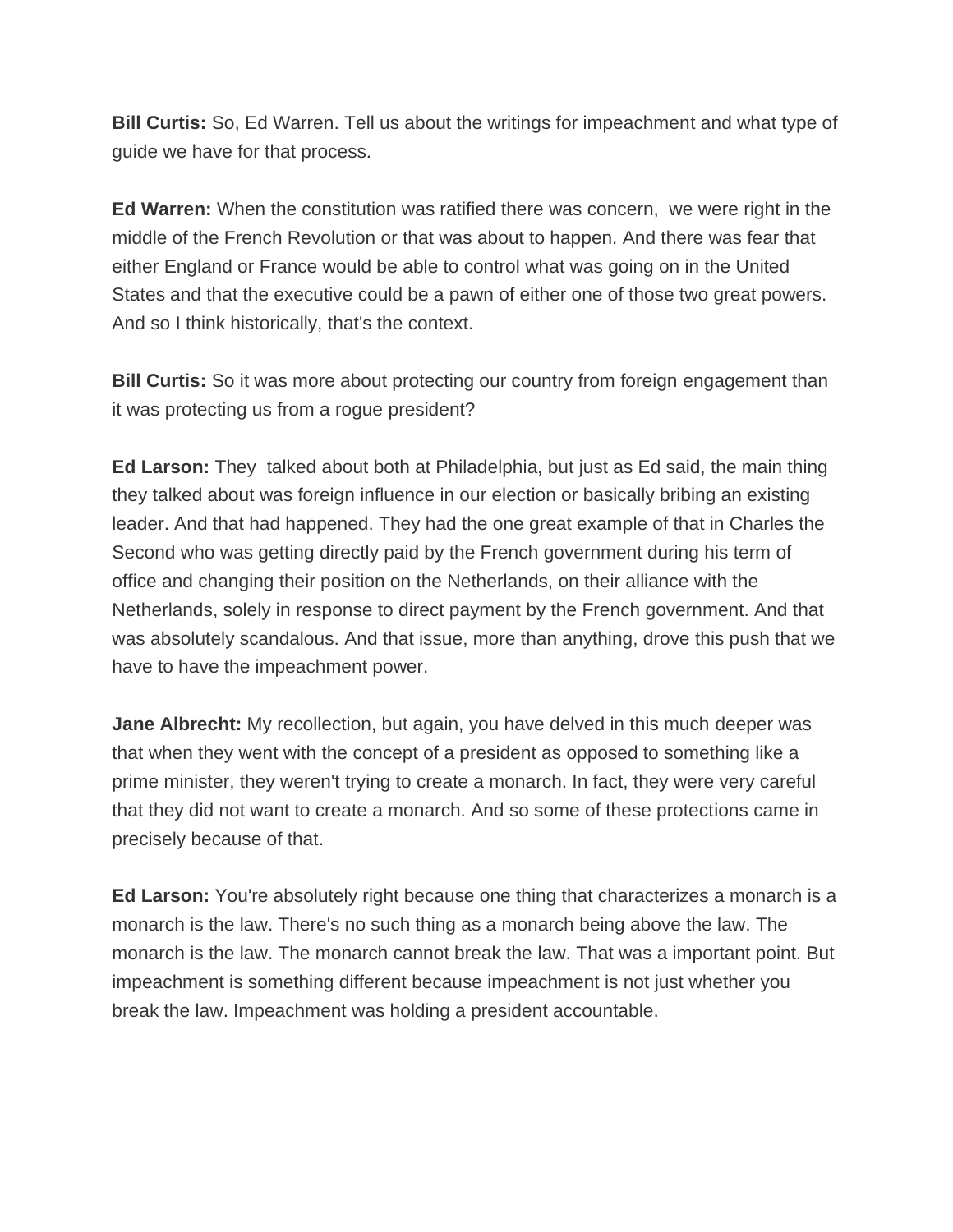**Bill Curtis:** So, Ed Warren. Tell us about the writings for impeachment and what type of guide we have for that process.

**Ed Warren:** When the constitution was ratified there was concern, we were right in the middle of the French Revolution or that was about to happen. And there was fear that either England or France would be able to control what was going on in the United States and that the executive could be a pawn of either one of those two great powers. And so I think historically, that's the context.

**Bill Curtis:** So it was more about protecting our country from foreign engagement than it was protecting us from a rogue president?

**Ed Larson:** They talked about both at Philadelphia, but just as Ed said, the main thing they talked about was foreign influence in our election or basically bribing an existing leader. And that had happened. They had the one great example of that in Charles the Second who was getting directly paid by the French government during his term of office and changing their position on the Netherlands, on their alliance with the Netherlands, solely in response to direct payment by the French government. And that was absolutely scandalous. And that issue, more than anything, drove this push that we have to have the impeachment power.

**Jane Albrecht:** My recollection, but again, you have delved in this much deeper was that when they went with the concept of a president as opposed to something like a prime minister, they weren't trying to create a monarch. In fact, they were very careful that they did not want to create a monarch. And so some of these protections came in precisely because of that.

**Ed Larson:** You're absolutely right because one thing that characterizes a monarch is a monarch is the law. There's no such thing as a monarch being above the law. The monarch is the law. The monarch cannot break the law. That was a important point. But impeachment is something different because impeachment is not just whether you break the law. Impeachment was holding a president accountable.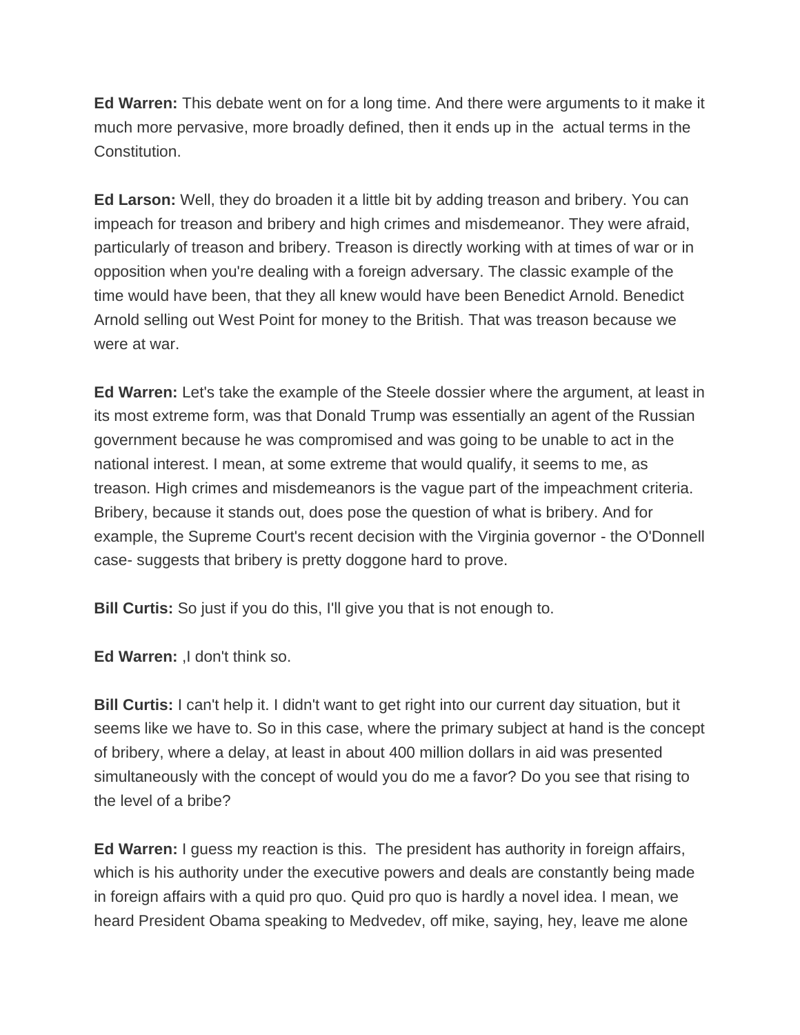**Ed Warren:** This debate went on for a long time. And there were arguments to it make it much more pervasive, more broadly defined, then it ends up in the actual terms in the Constitution.

**Ed Larson:** Well, they do broaden it a little bit by adding treason and bribery. You can impeach for treason and bribery and high crimes and misdemeanor. They were afraid, particularly of treason and bribery. Treason is directly working with at times of war or in opposition when you're dealing with a foreign adversary. The classic example of the time would have been, that they all knew would have been Benedict Arnold. Benedict Arnold selling out West Point for money to the British. That was treason because we were at war.

**Ed Warren:** Let's take the example of the Steele dossier where the argument, at least in its most extreme form, was that Donald Trump was essentially an agent of the Russian government because he was compromised and was going to be unable to act in the national interest. I mean, at some extreme that would qualify, it seems to me, as treason. High crimes and misdemeanors is the vague part of the impeachment criteria. Bribery, because it stands out, does pose the question of what is bribery. And for example, the Supreme Court's recent decision with the Virginia governor - the O'Donnell case- suggests that bribery is pretty doggone hard to prove.

**Bill Curtis:** So just if you do this, I'll give you that is not enough to.

**Ed Warren:** ,I don't think so.

**Bill Curtis:** I can't help it. I didn't want to get right into our current day situation, but it seems like we have to. So in this case, where the primary subject at hand is the concept of bribery, where a delay, at least in about 400 million dollars in aid was presented simultaneously with the concept of would you do me a favor? Do you see that rising to the level of a bribe?

**Ed Warren:** I guess my reaction is this. The president has authority in foreign affairs, which is his authority under the executive powers and deals are constantly being made in foreign affairs with a quid pro quo. Quid pro quo is hardly a novel idea. I mean, we heard President Obama speaking to Medvedev, off mike, saying, hey, leave me alone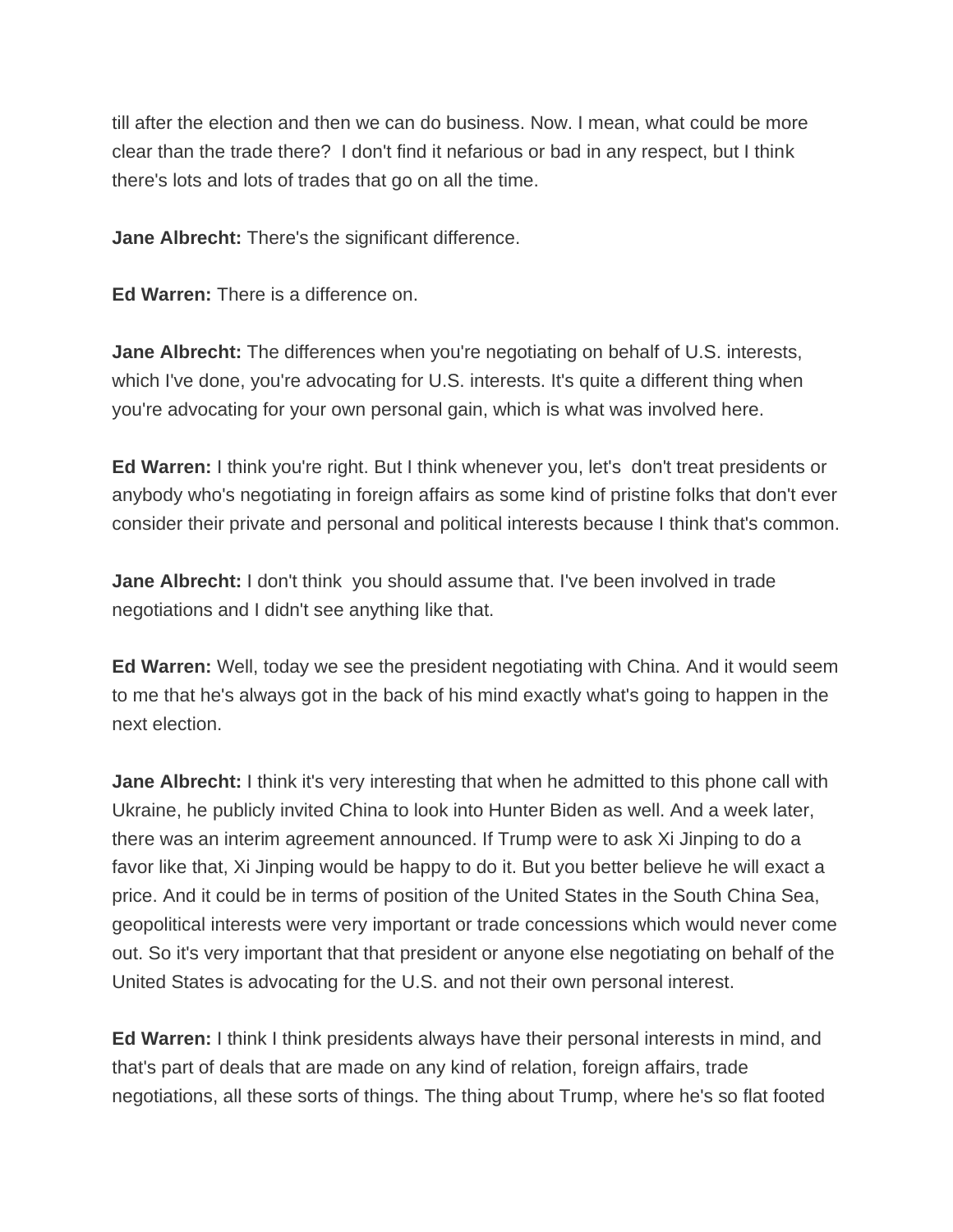till after the election and then we can do business. Now. I mean, what could be more clear than the trade there? I don't find it nefarious or bad in any respect, but I think there's lots and lots of trades that go on all the time.

**Jane Albrecht:** There's the significant difference.

**Ed Warren:** There is a difference on.

**Jane Albrecht:** The differences when you're negotiating on behalf of U.S. interests, which I've done, you're advocating for U.S. interests. It's quite a different thing when you're advocating for your own personal gain, which is what was involved here.

**Ed Warren:** I think you're right. But I think whenever you, let's don't treat presidents or anybody who's negotiating in foreign affairs as some kind of pristine folks that don't ever consider their private and personal and political interests because I think that's common.

**Jane Albrecht:** I don't think you should assume that. I've been involved in trade negotiations and I didn't see anything like that.

**Ed Warren:** Well, today we see the president negotiating with China. And it would seem to me that he's always got in the back of his mind exactly what's going to happen in the next election.

**Jane Albrecht:** I think it's very interesting that when he admitted to this phone call with Ukraine, he publicly invited China to look into Hunter Biden as well. And a week later, there was an interim agreement announced. If Trump were to ask Xi Jinping to do a favor like that, Xi Jinping would be happy to do it. But you better believe he will exact a price. And it could be in terms of position of the United States in the South China Sea, geopolitical interests were very important or trade concessions which would never come out. So it's very important that that president or anyone else negotiating on behalf of the United States is advocating for the U.S. and not their own personal interest.

**Ed Warren:** I think I think presidents always have their personal interests in mind, and that's part of deals that are made on any kind of relation, foreign affairs, trade negotiations, all these sorts of things. The thing about Trump, where he's so flat footed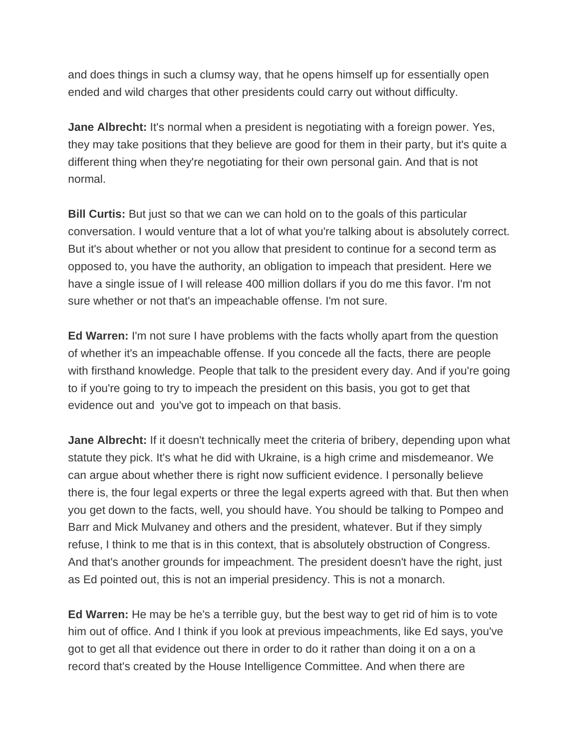and does things in such a clumsy way, that he opens himself up for essentially open ended and wild charges that other presidents could carry out without difficulty.

**Jane Albrecht:** It's normal when a president is negotiating with a foreign power. Yes, they may take positions that they believe are good for them in their party, but it's quite a different thing when they're negotiating for their own personal gain. And that is not normal.

**Bill Curtis:** But just so that we can we can hold on to the goals of this particular conversation. I would venture that a lot of what you're talking about is absolutely correct. But it's about whether or not you allow that president to continue for a second term as opposed to, you have the authority, an obligation to impeach that president. Here we have a single issue of I will release 400 million dollars if you do me this favor. I'm not sure whether or not that's an impeachable offense. I'm not sure.

**Ed Warren:** I'm not sure I have problems with the facts wholly apart from the question of whether it's an impeachable offense. If you concede all the facts, there are people with firsthand knowledge. People that talk to the president every day. And if you're going to if you're going to try to impeach the president on this basis, you got to get that evidence out and  you've got to impeach on that basis.

**Jane Albrecht:** If it doesn't technically meet the criteria of bribery, depending upon what statute they pick. It's what he did with Ukraine, is a high crime and misdemeanor. We can argue about whether there is right now sufficient evidence. I personally believe there is, the four legal experts or three the legal experts agreed with that. But then when you get down to the facts, well, you should have. You should be talking to Pompeo and Barr and Mick Mulvaney and others and the president, whatever. But if they simply refuse, I think to me that is in this context, that is absolutely obstruction of Congress. And that's another grounds for impeachment. The president doesn't have the right, just as Ed pointed out, this is not an imperial presidency. This is not a monarch.

**Ed Warren:** He may be he's a terrible guy, but the best way to get rid of him is to vote him out of office. And I think if you look at previous impeachments, like Ed says, you've got to get all that evidence out there in order to do it rather than doing it on a on a record that's created by the House Intelligence Committee. And when there are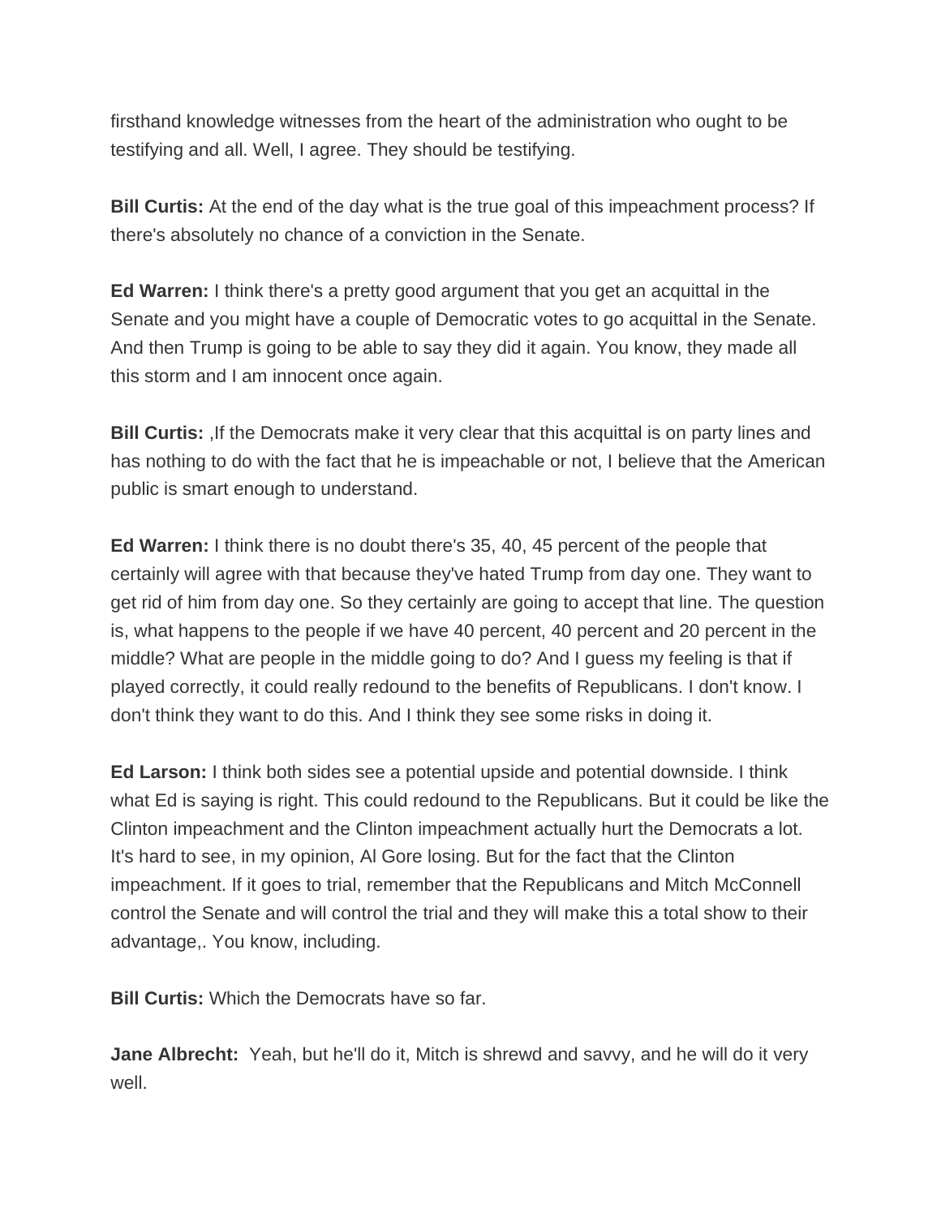firsthand knowledge witnesses from the heart of the administration who ought to be testifying and all. Well, I agree. They should be testifying.

**Bill Curtis:** At the end of the day what is the true goal of this impeachment process? If there's absolutely no chance of a conviction in the Senate.

**Ed Warren:** I think there's a pretty good argument that you get an acquittal in the Senate and you might have a couple of Democratic votes to go acquittal in the Senate. And then Trump is going to be able to say they did it again. You know, they made all this storm and I am innocent once again.

**Bill Curtis:** ,If the Democrats make it very clear that this acquittal is on party lines and has nothing to do with the fact that he is impeachable or not, I believe that the American public is smart enough to understand.

**Ed Warren:** I think there is no doubt there's 35, 40, 45 percent of the people that certainly will agree with that because they've hated Trump from day one. They want to get rid of him from day one. So they certainly are going to accept that line. The question is, what happens to the people if we have 40 percent, 40 percent and 20 percent in the middle? What are people in the middle going to do? And I guess my feeling is that if played correctly, it could really redound to the benefits of Republicans. I don't know. I don't think they want to do this. And I think they see some risks in doing it.

**Ed Larson:** I think both sides see a potential upside and potential downside. I think what Ed is saying is right. This could redound to the Republicans. But it could be like the Clinton impeachment and the Clinton impeachment actually hurt the Democrats a lot. It's hard to see, in my opinion, Al Gore losing. But for the fact that the Clinton impeachment. If it goes to trial, remember that the Republicans and Mitch McConnell control the Senate and will control the trial and they will make this a total show to their advantage,. You know, including.

**Bill Curtis:** Which the Democrats have so far.

**Jane Albrecht:** Yeah, but he'll do it, Mitch is shrewd and savvy, and he will do it very well.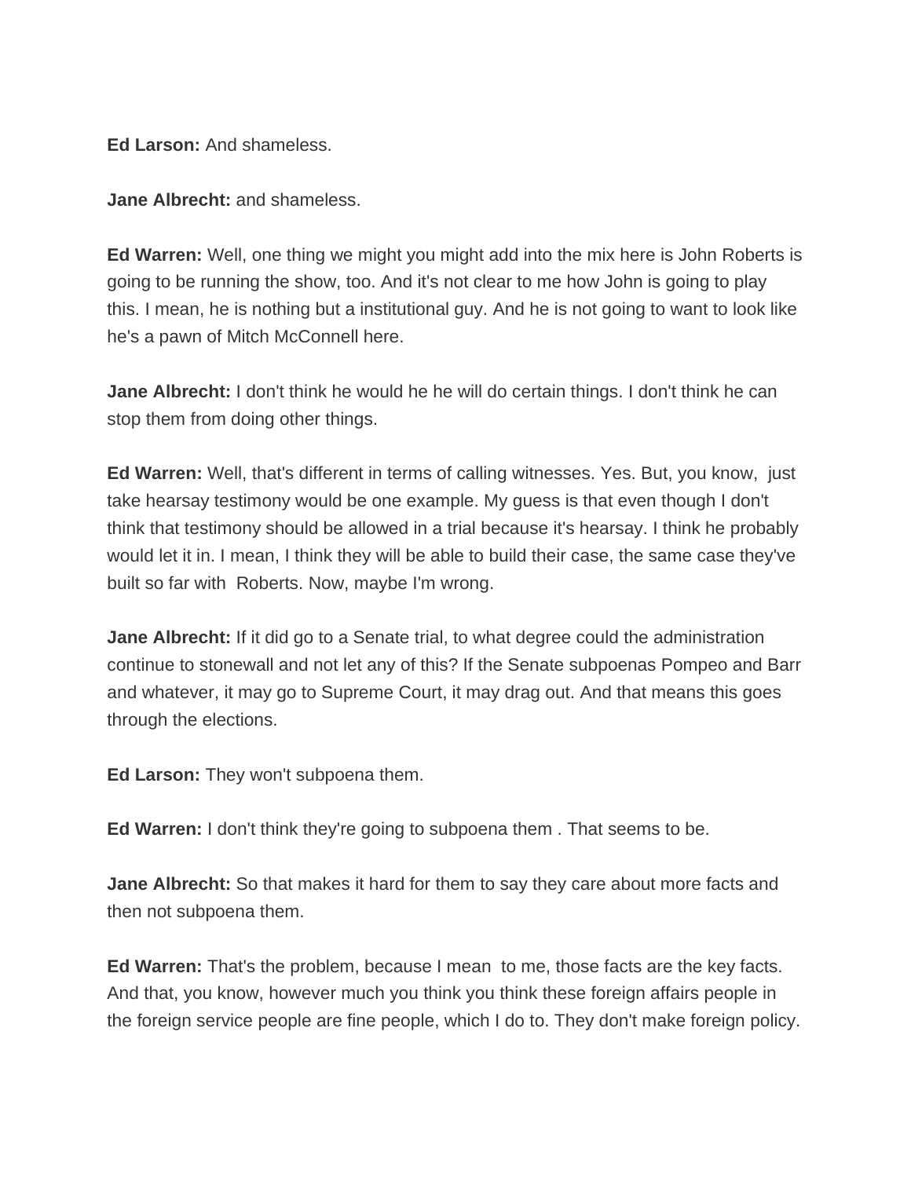**Ed Larson:** And shameless.

**Jane Albrecht:** and shameless.

**Ed Warren:** Well, one thing we might you might add into the mix here is John Roberts is going to be running the show, too. And it's not clear to me how John is going to play this. I mean, he is nothing but a institutional guy. And he is not going to want to look like he's a pawn of Mitch McConnell here.

**Jane Albrecht:** I don't think he would he he will do certain things. I don't think he can stop them from doing other things.

**Ed Warren:** Well, that's different in terms of calling witnesses. Yes. But, you know, just take hearsay testimony would be one example. My guess is that even though I don't think that testimony should be allowed in a trial because it's hearsay. I think he probably would let it in. I mean, I think they will be able to build their case, the same case they've built so far with Roberts. Now, maybe I'm wrong.

**Jane Albrecht:** If it did go to a Senate trial, to what degree could the administration continue to stonewall and not let any of this? If the Senate subpoenas Pompeo and Barr and whatever, it may go to Supreme Court, it may drag out. And that means this goes through the elections.

**Ed Larson:** They won't subpoena them.

**Ed Warren:** I don't think they're going to subpoena them . That seems to be.

**Jane Albrecht:** So that makes it hard for them to say they care about more facts and then not subpoena them.

**Ed Warren:** That's the problem, because I mean to me, those facts are the key facts. And that, you know, however much you think you think these foreign affairs people in the foreign service people are fine people, which I do to. They don't make foreign policy.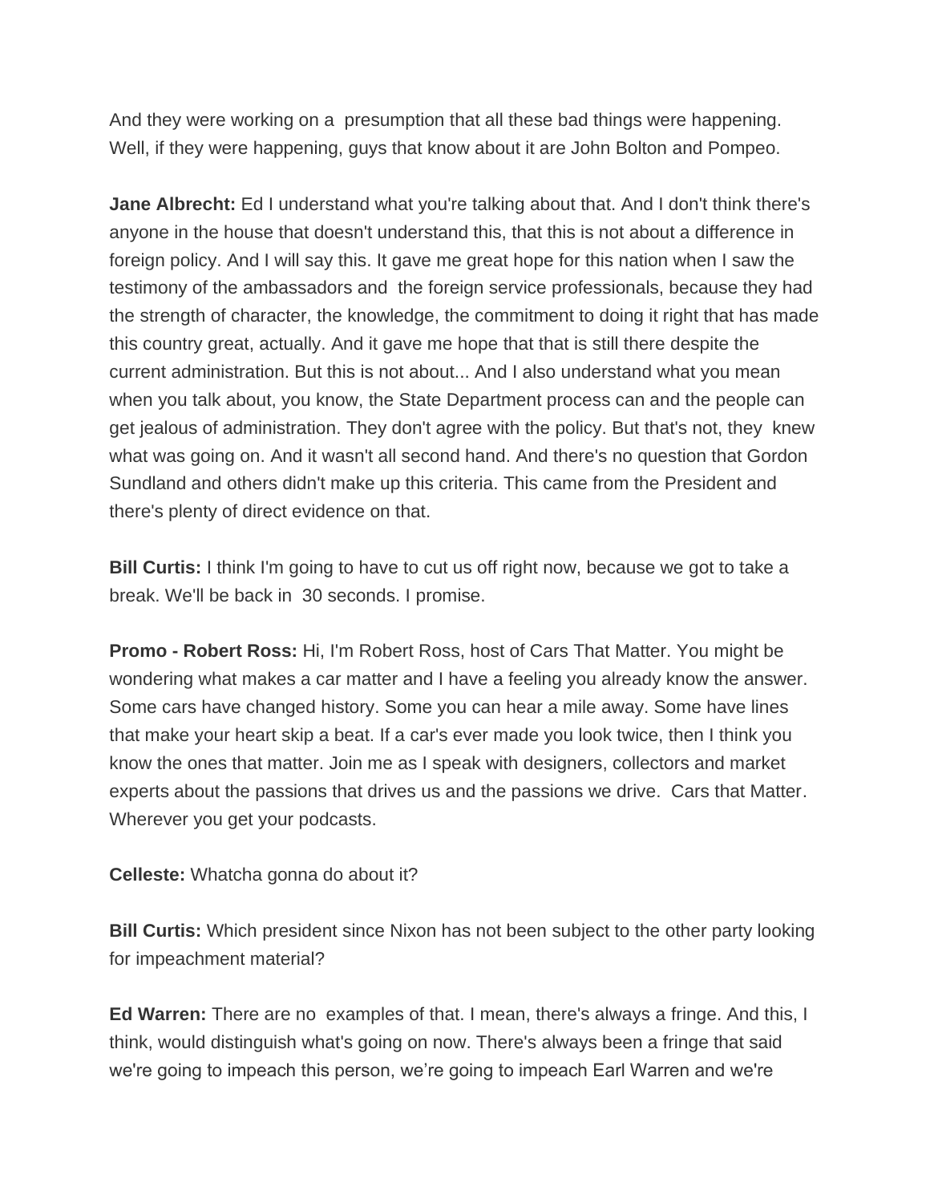And they were working on a presumption that all these bad things were happening. Well, if they were happening, guys that know about it are John Bolton and Pompeo.

**Jane Albrecht:** Ed I understand what you're talking about that. And I don't think there's anyone in the house that doesn't understand this, that this is not about a difference in foreign policy. And I will say this. It gave me great hope for this nation when I saw the testimony of the ambassadors and the foreign service professionals, because they had the strength of character, the knowledge, the commitment to doing it right that has made this country great, actually. And it gave me hope that that is still there despite the current administration. But this is not about... And I also understand what you mean when you talk about, you know, the State Department process can and the people can get jealous of administration. They don't agree with the policy. But that's not, they knew what was going on. And it wasn't all second hand. And there's no question that Gordon Sundland and others didn't make up this criteria. This came from the President and there's plenty of direct evidence on that.

**Bill Curtis:** I think I'm going to have to cut us off right now, because we got to take a break. We'll be back in 30 seconds. I promise.

**Promo - Robert Ross:** Hi, I'm Robert Ross, host of Cars That Matter. You might be wondering what makes a car matter and I have a feeling you already know the answer. Some cars have changed history. Some you can hear a mile away. Some have lines that make your heart skip a beat. If a car's ever made you look twice, then I think you know the ones that matter. Join me as I speak with designers, collectors and market experts about the passions that drives us and the passions we drive. Cars that Matter. Wherever you get your podcasts.

**Celleste:** Whatcha gonna do about it?

**Bill Curtis:** Which president since Nixon has not been subject to the other party looking for impeachment material?

**Ed Warren:** There are no examples of that. I mean, there's always a fringe. And this, I think, would distinguish what's going on now. There's always been a fringe that said we're going to impeach this person, we're going to impeach Earl Warren and we're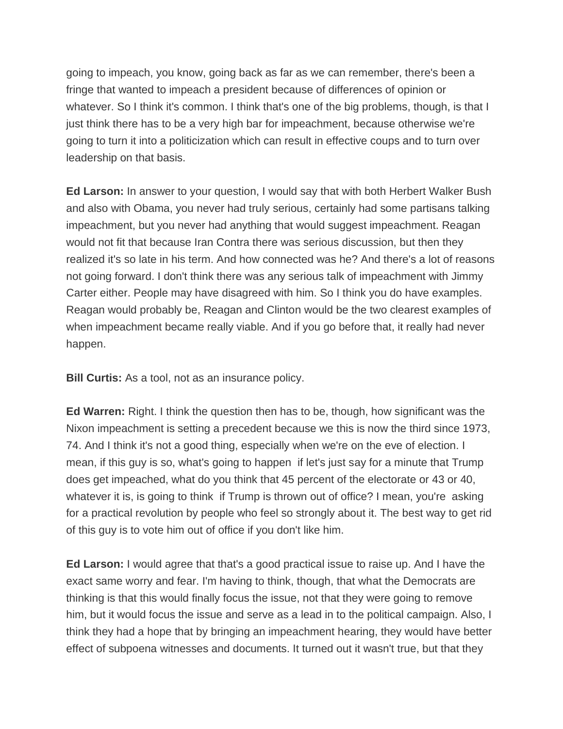going to impeach, you know, going back as far as we can remember, there's been a fringe that wanted to impeach a president because of differences of opinion or whatever. So I think it's common. I think that's one of the big problems, though, is that I just think there has to be a very high bar for impeachment, because otherwise we're going to turn it into a politicization which can result in effective coups and to turn over leadership on that basis.

**Ed Larson:** In answer to your question, I would say that with both Herbert Walker Bush and also with Obama, you never had truly serious, certainly had some partisans talking impeachment, but you never had anything that would suggest impeachment. Reagan would not fit that because Iran Contra there was serious discussion, but then they realized it's so late in his term. And how connected was he? And there's a lot of reasons not going forward. I don't think there was any serious talk of impeachment with Jimmy Carter either. People may have disagreed with him. So I think you do have examples. Reagan would probably be, Reagan and Clinton would be the two clearest examples of when impeachment became really viable. And if you go before that, it really had never happen.

**Bill Curtis:** As a tool, not as an insurance policy.

**Ed Warren:** Right. I think the question then has to be, though, how significant was the Nixon impeachment is setting a precedent because we this is now the third since 1973, 74. And I think it's not a good thing, especially when we're on the eve of election. I mean, if this guy is so, what's going to happen if let's just say for a minute that Trump does get impeached, what do you think that 45 percent of the electorate or 43 or 40, whatever it is, is going to think if Trump is thrown out of office? I mean, you're asking for a practical revolution by people who feel so strongly about it. The best way to get rid of this guy is to vote him out of office if you don't like him.

**Ed Larson:** I would agree that that's a good practical issue to raise up. And I have the exact same worry and fear. I'm having to think, though, that what the Democrats are thinking is that this would finally focus the issue, not that they were going to remove him, but it would focus the issue and serve as a lead in to the political campaign. Also, I think they had a hope that by bringing an impeachment hearing, they would have better effect of subpoena witnesses and documents. It turned out it wasn't true, but that they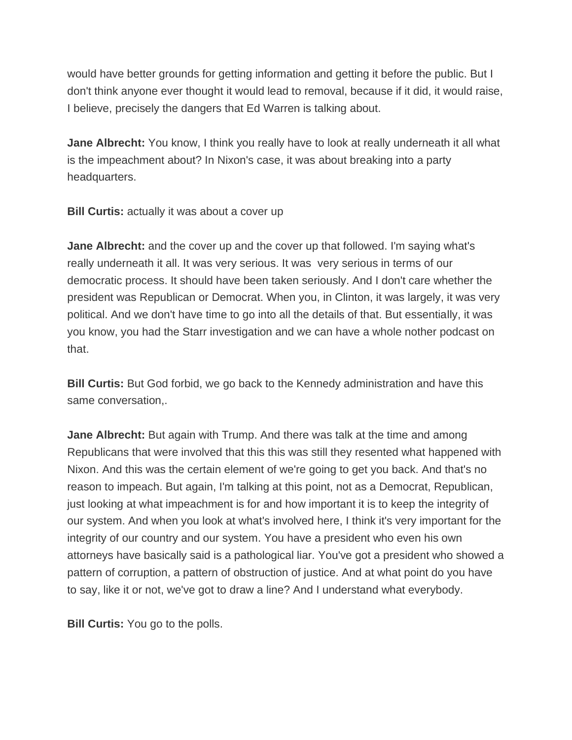would have better grounds for getting information and getting it before the public. But I don't think anyone ever thought it would lead to removal, because if it did, it would raise, I believe, precisely the dangers that Ed Warren is talking about.

**Jane Albrecht:** You know, I think you really have to look at really underneath it all what is the impeachment about? In Nixon's case, it was about breaking into a party headquarters.

**Bill Curtis:** actually it was about a cover up

**Jane Albrecht:** and the cover up and the cover up that followed. I'm saying what's really underneath it all. It was very serious. It was very serious in terms of our democratic process. It should have been taken seriously. And I don't care whether the president was Republican or Democrat. When you, in Clinton, it was largely, it was very political. And we don't have time to go into all the details of that. But essentially, it was you know, you had the Starr investigation and we can have a whole nother podcast on that.

**Bill Curtis:** But God forbid, we go back to the Kennedy administration and have this same conversation,.

**Jane Albrecht:** But again with Trump. And there was talk at the time and among Republicans that were involved that this this was still they resented what happened with Nixon. And this was the certain element of we're going to get you back. And that's no reason to impeach. But again, I'm talking at this point, not as a Democrat, Republican, just looking at what impeachment is for and how important it is to keep the integrity of our system. And when you look at what's involved here, I think it's very important for the integrity of our country and our system. You have a president who even his own attorneys have basically said is a pathological liar. You've got a president who showed a pattern of corruption, a pattern of obstruction of justice. And at what point do you have to say, like it or not, we've got to draw a line? And I understand what everybody.

**Bill Curtis:** You go to the polls.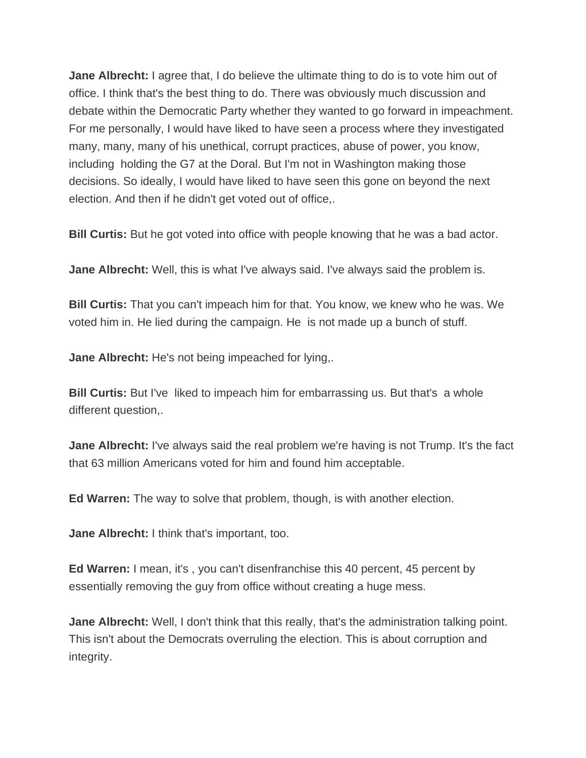**Jane Albrecht:** I agree that, I do believe the ultimate thing to do is to vote him out of office. I think that's the best thing to do. There was obviously much discussion and debate within the Democratic Party whether they wanted to go forward in impeachment. For me personally, I would have liked to have seen a process where they investigated many, many, many of his unethical, corrupt practices, abuse of power, you know, including holding the G7 at the Doral. But I'm not in Washington making those decisions. So ideally, I would have liked to have seen this gone on beyond the next election. And then if he didn't get voted out of office,.

**Bill Curtis:** But he got voted into office with people knowing that he was a bad actor.

**Jane Albrecht:** Well, this is what I've always said. I've always said the problem is.

**Bill Curtis:** That you can't impeach him for that. You know, we knew who he was. We voted him in. He lied during the campaign. He is not made up a bunch of stuff.

**Jane Albrecht:** He's not being impeached for lying,.

**Bill Curtis:** But I've liked to impeach him for embarrassing us. But that's a whole different question,.

**Jane Albrecht:** I've always said the real problem we're having is not Trump. It's the fact that 63 million Americans voted for him and found him acceptable.

**Ed Warren:** The way to solve that problem, though, is with another election.

**Jane Albrecht:** I think that's important, too.

**Ed Warren:** I mean, it's , you can't disenfranchise this 40 percent, 45 percent by essentially removing the guy from office without creating a huge mess.

**Jane Albrecht:** Well, I don't think that this really, that's the administration talking point. This isn't about the Democrats overruling the election. This is about corruption and integrity.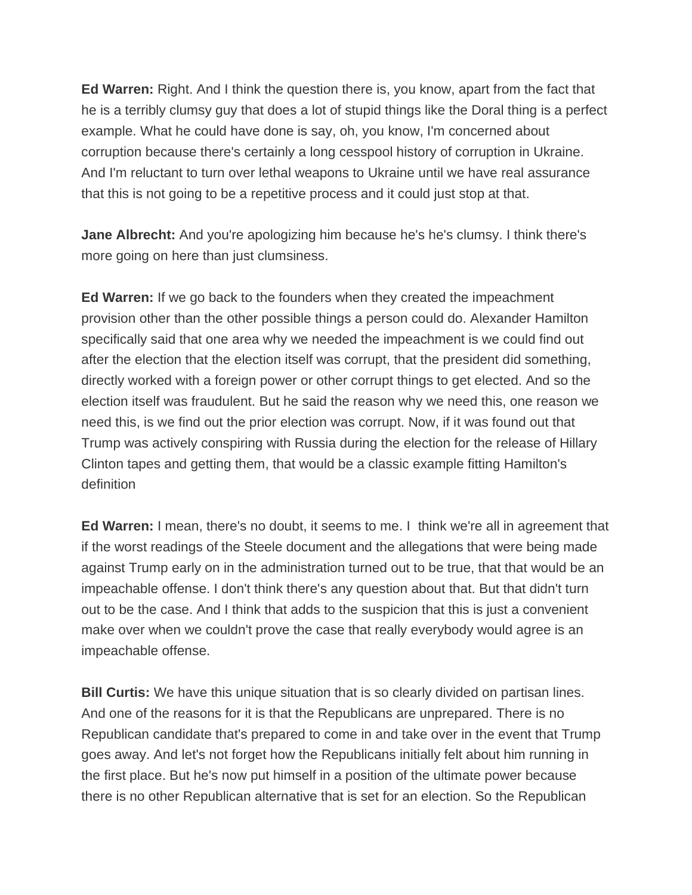**Ed Warren:** Right. And I think the question there is, you know, apart from the fact that he is a terribly clumsy guy that does a lot of stupid things like the Doral thing is a perfect example. What he could have done is say, oh, you know, I'm concerned about corruption because there's certainly a long cesspool history of corruption in Ukraine. And I'm reluctant to turn over lethal weapons to Ukraine until we have real assurance that this is not going to be a repetitive process and it could just stop at that.

**Jane Albrecht:** And you're apologizing him because he's he's clumsy. I think there's more going on here than just clumsiness.

**Ed Warren:** If we go back to the founders when they created the impeachment provision other than the other possible things a person could do. Alexander Hamilton specifically said that one area why we needed the impeachment is we could find out after the election that the election itself was corrupt, that the president did something, directly worked with a foreign power or other corrupt things to get elected. And so the election itself was fraudulent. But he said the reason why we need this, one reason we need this, is we find out the prior election was corrupt. Now, if it was found out that Trump was actively conspiring with Russia during the election for the release of Hillary Clinton tapes and getting them, that would be a classic example fitting Hamilton's definition

**Ed Warren:** I mean, there's no doubt, it seems to me. I think we're all in agreement that if the worst readings of the Steele document and the allegations that were being made against Trump early on in the administration turned out to be true, that that would be an impeachable offense. I don't think there's any question about that. But that didn't turn out to be the case. And I think that adds to the suspicion that this is just a convenient make over when we couldn't prove the case that really everybody would agree is an impeachable offense.

**Bill Curtis:** We have this unique situation that is so clearly divided on partisan lines. And one of the reasons for it is that the Republicans are unprepared. There is no Republican candidate that's prepared to come in and take over in the event that Trump goes away. And let's not forget how the Republicans initially felt about him running in the first place. But he's now put himself in a position of the ultimate power because there is no other Republican alternative that is set for an election. So the Republican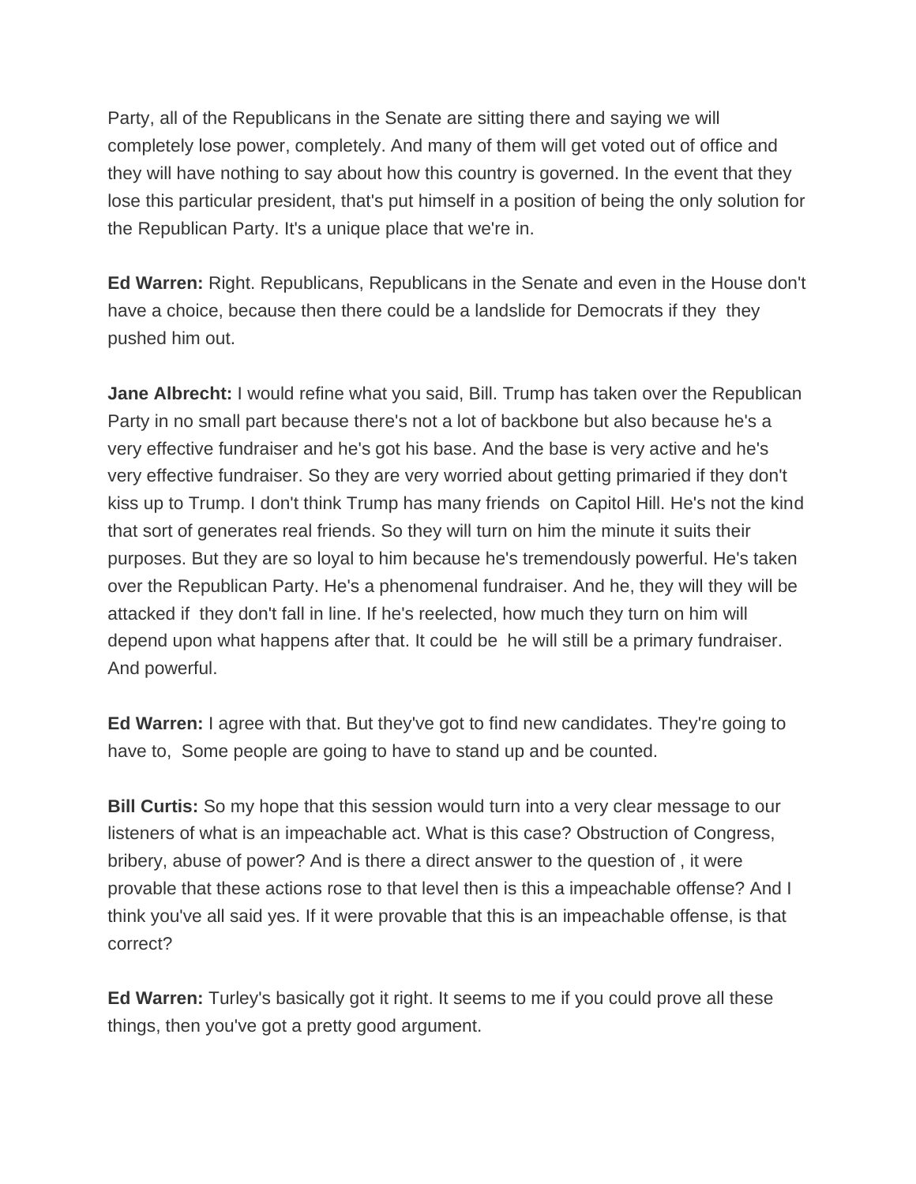Party, all of the Republicans in the Senate are sitting there and saying we will completely lose power, completely. And many of them will get voted out of office and they will have nothing to say about how this country is governed. In the event that they lose this particular president, that's put himself in a position of being the only solution for the Republican Party. It's a unique place that we're in.

**Ed Warren:** Right. Republicans, Republicans in the Senate and even in the House don't have a choice, because then there could be a landslide for Democrats if they they pushed him out.

**Jane Albrecht:** I would refine what you said, Bill. Trump has taken over the Republican Party in no small part because there's not a lot of backbone but also because he's a very effective fundraiser and he's got his base. And the base is very active and he's very effective fundraiser. So they are very worried about getting primaried if they don't kiss up to Trump. I don't think Trump has many friends on Capitol Hill. He's not the kind that sort of generates real friends. So they will turn on him the minute it suits their purposes. But they are so loyal to him because he's tremendously powerful. He's taken over the Republican Party. He's a phenomenal fundraiser. And he, they will they will be attacked if they don't fall in line. If he's reelected, how much they turn on him will depend upon what happens after that. It could be he will still be a primary fundraiser. And powerful.

**Ed Warren:** I agree with that. But they've got to find new candidates. They're going to have to, Some people are going to have to stand up and be counted.

**Bill Curtis:** So my hope that this session would turn into a very clear message to our listeners of what is an impeachable act. What is this case? Obstruction of Congress, bribery, abuse of power? And is there a direct answer to the question of , it were provable that these actions rose to that level then is this a impeachable offense? And I think you've all said yes. If it were provable that this is an impeachable offense, is that correct?

**Ed Warren:** Turley's basically got it right. It seems to me if you could prove all these things, then you've got a pretty good argument.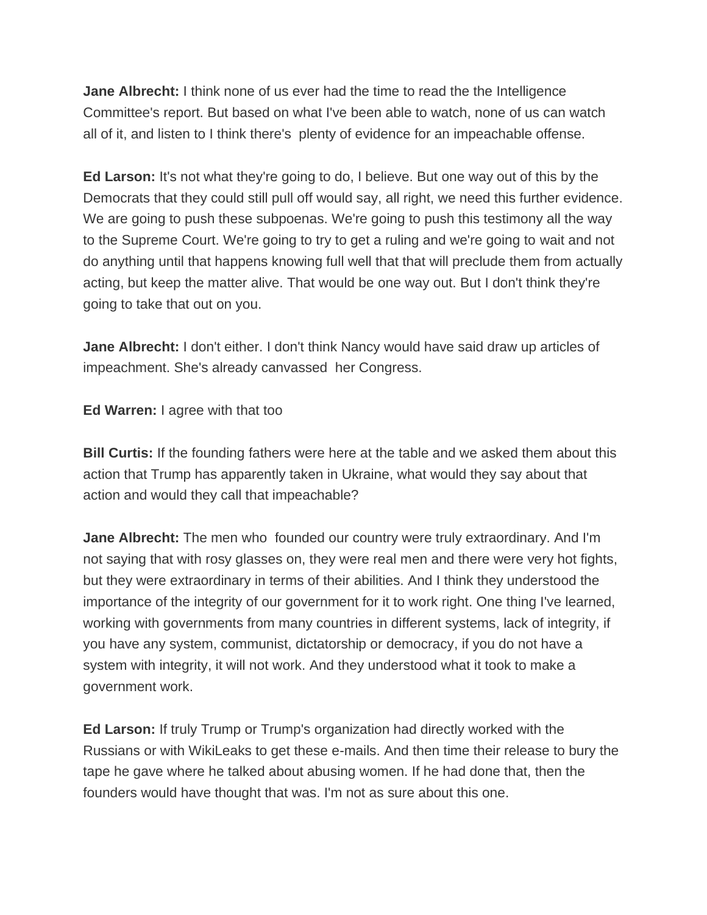**Jane Albrecht:** I think none of us ever had the time to read the the Intelligence Committee's report. But based on what I've been able to watch, none of us can watch all of it, and listen to I think there's plenty of evidence for an impeachable offense.

**Ed Larson:** It's not what they're going to do, I believe. But one way out of this by the Democrats that they could still pull off would say, all right, we need this further evidence. We are going to push these subpoenas. We're going to push this testimony all the way to the Supreme Court. We're going to try to get a ruling and we're going to wait and not do anything until that happens knowing full well that that will preclude them from actually acting, but keep the matter alive. That would be one way out. But I don't think they're going to take that out on you.

**Jane Albrecht:** I don't either. I don't think Nancy would have said draw up articles of impeachment. She's already canvassed her Congress.

**Ed Warren:** I agree with that too

**Bill Curtis:** If the founding fathers were here at the table and we asked them about this action that Trump has apparently taken in Ukraine, what would they say about that action and would they call that impeachable?

**Jane Albrecht:** The men who founded our country were truly extraordinary. And I'm not saying that with rosy glasses on, they were real men and there were very hot fights, but they were extraordinary in terms of their abilities. And I think they understood the importance of the integrity of our government for it to work right. One thing I've learned, working with governments from many countries in different systems, lack of integrity, if you have any system, communist, dictatorship or democracy, if you do not have a system with integrity, it will not work. And they understood what it took to make a government work.

**Ed Larson:** If truly Trump or Trump's organization had directly worked with the Russians or with WikiLeaks to get these e-mails. And then time their release to bury the tape he gave where he talked about abusing women. If he had done that, then the founders would have thought that was. I'm not as sure about this one.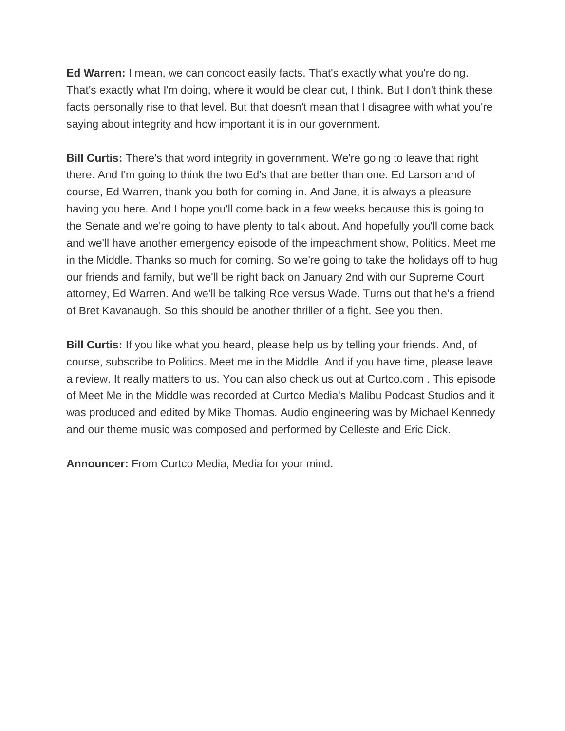**Ed Warren:** I mean, we can concoct easily facts. That's exactly what you're doing. That's exactly what I'm doing, where it would be clear cut, I think. But I don't think these facts personally rise to that level. But that doesn't mean that I disagree with what you're saying about integrity and how important it is in our government.

**Bill Curtis:** There's that word integrity in government. We're going to leave that right there. And I'm going to think the two Ed's that are better than one. Ed Larson and of course, Ed Warren, thank you both for coming in. And Jane, it is always a pleasure having you here. And I hope you'll come back in a few weeks because this is going to the Senate and we're going to have plenty to talk about. And hopefully you'll come back and we'll have another emergency episode of the impeachment show, Politics. Meet me in the Middle. Thanks so much for coming. So we're going to take the holidays off to hug our friends and family, but we'll be right back on January 2nd with our Supreme Court attorney, Ed Warren. And we'll be talking Roe versus Wade. Turns out that he's a friend of Bret Kavanaugh. So this should be another thriller of a fight. See you then.

**Bill Curtis:** If you like what you heard, please help us by telling your friends. And, of course, subscribe to Politics. Meet me in the Middle. And if you have time, please leave a review. It really matters to us. You can also check us out at Curtco.com . This episode of Meet Me in the Middle was recorded at Curtco Media's Malibu Podcast Studios and it was produced and edited by Mike Thomas. Audio engineering was by Michael Kennedy and our theme music was composed and performed by Celleste and Eric Dick.

**Announcer:** From Curtco Media, Media for your mind.